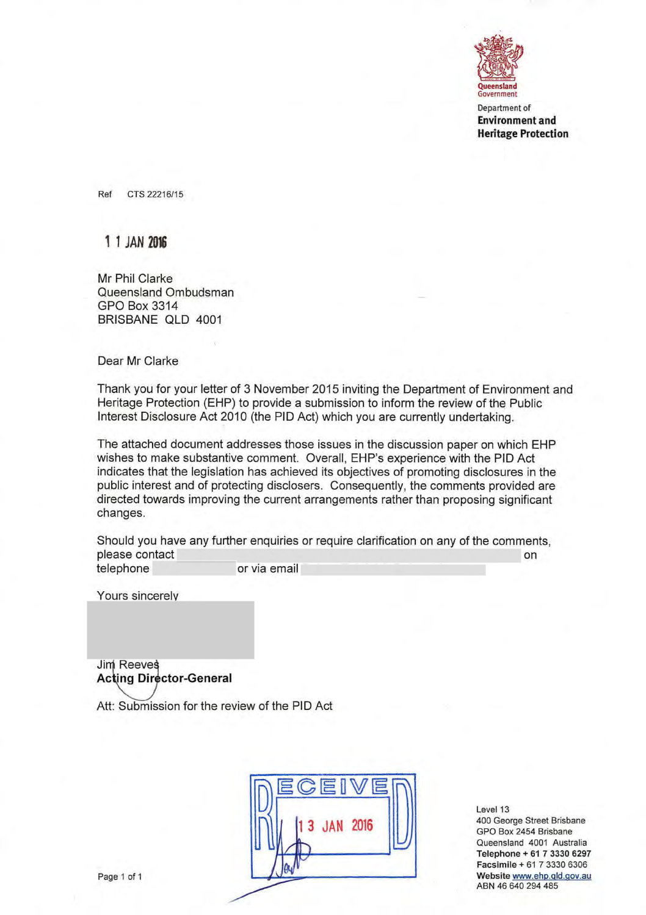Queensland Government

Department of
**Environment and Heritage Protection**

Ref CTS 22216/15

11 JAN 2016

Mr Phil Clarke
Queensland Ombudsman
GPO Box 3314
BRISBANE QLD 4001

Dear Mr Clarke

Thank you for your letter of 3 November 2015 inviting the Department of Environment and Heritage Protection (EHP) to provide a submission to inform the review of the Public Interest Disclosure Act 2010 (the PID Act) which you are currently undertaking.

The attached document addresses those issues in the discussion paper on which EHP wishes to make substantive comment. Overall, EHP's experience with the PID Act indicates that the legislation has achieved its objectives of promoting disclosures in the public interest and of protecting disclosers. Consequently, the comments provided are directed towards improving the current arrangements rather than proposing significant changes.

Should you have any further enquiries or require clarification on any of the comments, please contact on telephone or via email

Yours sincerely

Jim Reeves
**Acting Director-General**

Att: Submission for the review of the PID Act

RECEIVED
13 JAN 2016

Level 13
400 George Street Brisbane
GPO Box 2454 Brisbane
Queensland 4001 Australia
**Telephone** + 61 7 3330 6297
**Facsimile** + 61 7 3330 6306
**Website** www.ehp.qld.gov.au
ABN 46 640 294 485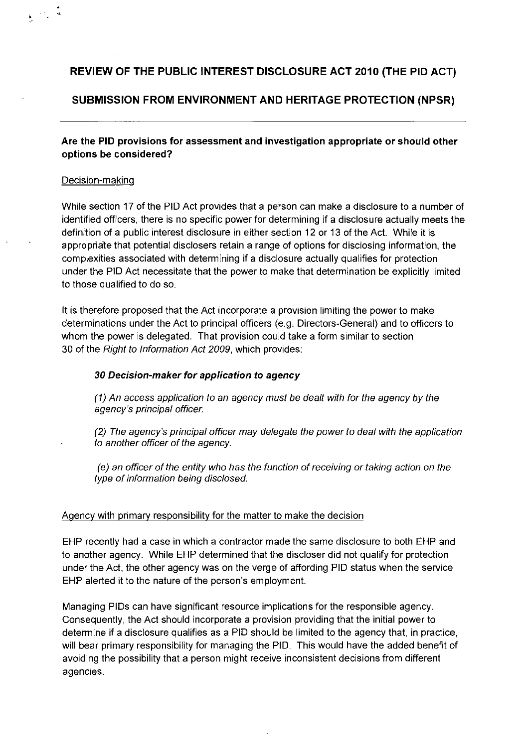# REVIEW OF THE PUBLIC INTEREST DISCLOSURE ACT 2010 (THE PID ACT)

## SUBMISSION FROM ENVIRONMENT AND HERITAGE PROTECTION (NPSR)

---

### Are the PID provisions for assessment and investigation appropriate or should other options be considered?

Decision-making

While section 17 of the PID Act provides that a person can make a disclosure to a number of identified officers, there is no specific power for determining if a disclosure actually meets the definition of a public interest disclosure in either section 12 or 13 of the Act. While it is appropriate that potential disclosers retain a range of options for disclosing information, the complexities associated with determining if a disclosure actually qualifies for protection under the PID Act necessitate that the power to make that determination be explicitly limited to those qualified to do so.

It is therefore proposed that the Act incorporate a provision limiting the power to make determinations under the Act to principal officers (e.g. Directors-General) and to officers to whom the power is delegated. That provision could take a form similar to section 30 of the *Right to Information Act 2009*, which provides:

> ***30 Decision-maker for application to agency***
>
> *(1) An access application to an agency must be dealt with for the agency by the agency's principal officer.*
>
> *(2) The agency's principal officer may delegate the power to deal with the application to another officer of the agency.*
>
> *(e) an officer of the entity who has the function of receiving or taking action on the type of information being disclosed.*

Agency with primary responsibility for the matter to make the decision

EHP recently had a case in which a contractor made the same disclosure to both EHP and to another agency. While EHP determined that the discloser did not qualify for protection under the Act, the other agency was on the verge of affording PID status when the service EHP alerted it to the nature of the person's employment.

Managing PIDs can have significant resource implications for the responsible agency. Consequently, the Act should incorporate a provision providing that the initial power to determine if a disclosure qualifies as a PID should be limited to the agency that, in practice, will bear primary responsibility for managing the PID. This would have the added benefit of avoiding the possibility that a person might receive inconsistent decisions from different agencies.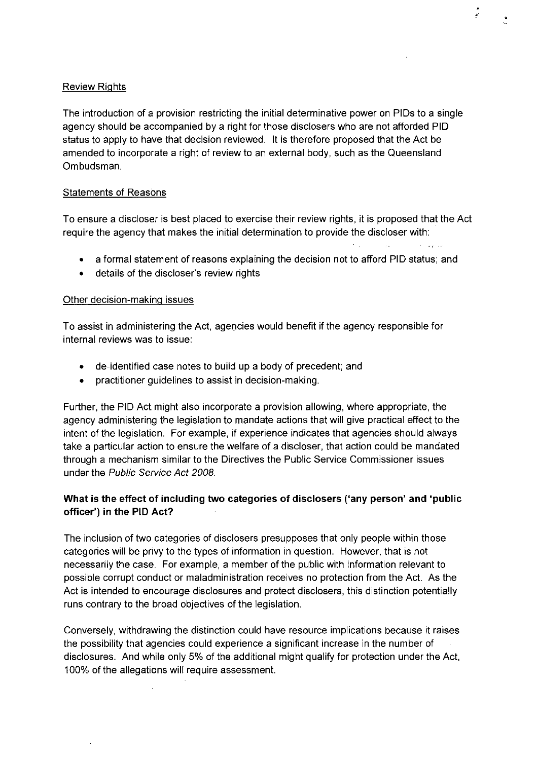Review Rights

The introduction of a provision restricting the initial determinative power on PIDs to a single agency should be accompanied by a right for those disclosers who are not afforded PID status to apply to have that decision reviewed. It is therefore proposed that the Act be amended to incorporate a right of review to an external body, such as the Queensland Ombudsman.

Statements of Reasons

To ensure a discloser is best placed to exercise their review rights, it is proposed that the Act require the agency that makes the initial determination to provide the discloser with:

- a formal statement of reasons explaining the decision not to afford PID status; and
- details of the discloser's review rights

Other decision-making issues

To assist in administering the Act, agencies would benefit if the agency responsible for internal reviews was to issue:

- de-identified case notes to build up a body of precedent; and
- practitioner guidelines to assist in decision-making.

Further, the PID Act might also incorporate a provision allowing, where appropriate, the agency administering the legislation to mandate actions that will give practical effect to the intent of the legislation. For example, if experience indicates that agencies should always take a particular action to ensure the welfare of a discloser, that action could be mandated through a mechanism similar to the Directives the Public Service Commissioner issues under the *Public Service Act 2008*.

**What is the effect of including two categories of disclosers ('any person' and 'public officer') in the PID Act?**

The inclusion of two categories of disclosers presupposes that only people within those categories will be privy to the types of information in question. However, that is not necessarily the case. For example, a member of the public with information relevant to possible corrupt conduct or maladministration receives no protection from the Act. As the Act is intended to encourage disclosures and protect disclosers, this distinction potentially runs contrary to the broad objectives of the legislation.

Conversely, withdrawing the distinction could have resource implications because it raises the possibility that agencies could experience a significant increase in the number of disclosures. And while only 5% of the additional might qualify for protection under the Act, 100% of the allegations will require assessment.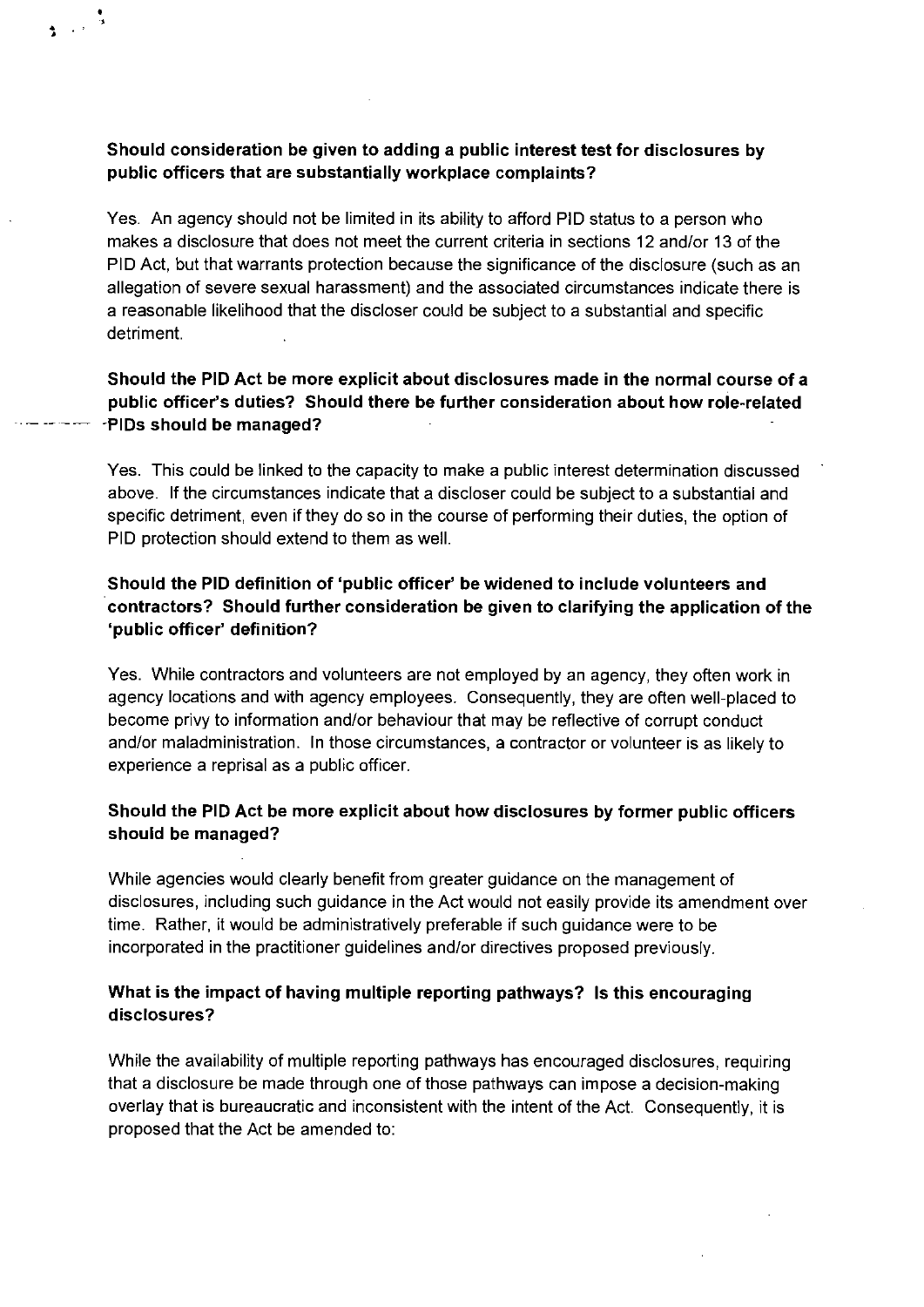**Should consideration be given to adding a public interest test for disclosures by public officers that are substantially workplace complaints?**

Yes. An agency should not be limited in its ability to afford PID status to a person who makes a disclosure that does not meet the current criteria in sections 12 and/or 13 of the PID Act, but that warrants protection because the significance of the disclosure (such as an allegation of severe sexual harassment) and the associated circumstances indicate there is a reasonable likelihood that the discloser could be subject to a substantial and specific detriment.

**Should the PID Act be more explicit about disclosures made in the normal course of a public officer's duties? Should there be further consideration about how role-related PIDs should be managed?**

Yes. This could be linked to the capacity to make a public interest determination discussed above. If the circumstances indicate that a discloser could be subject to a substantial and specific detriment, even if they do so in the course of performing their duties, the option of PID protection should extend to them as well.

**Should the PID definition of 'public officer' be widened to include volunteers and contractors? Should further consideration be given to clarifying the application of the 'public officer' definition?**

Yes. While contractors and volunteers are not employed by an agency, they often work in agency locations and with agency employees. Consequently, they are often well-placed to become privy to information and/or behaviour that may be reflective of corrupt conduct and/or maladministration. In those circumstances, a contractor or volunteer is as likely to experience a reprisal as a public officer.

**Should the PID Act be more explicit about how disclosures by former public officers should be managed?**

While agencies would clearly benefit from greater guidance on the management of disclosures, including such guidance in the Act would not easily provide its amendment over time. Rather, it would be administratively preferable if such guidance were to be incorporated in the practitioner guidelines and/or directives proposed previously.

**What is the impact of having multiple reporting pathways? Is this encouraging disclosures?**

While the availability of multiple reporting pathways has encouraged disclosures, requiring that a disclosure be made through one of those pathways can impose a decision-making overlay that is bureaucratic and inconsistent with the intent of the Act. Consequently, it is proposed that the Act be amended to: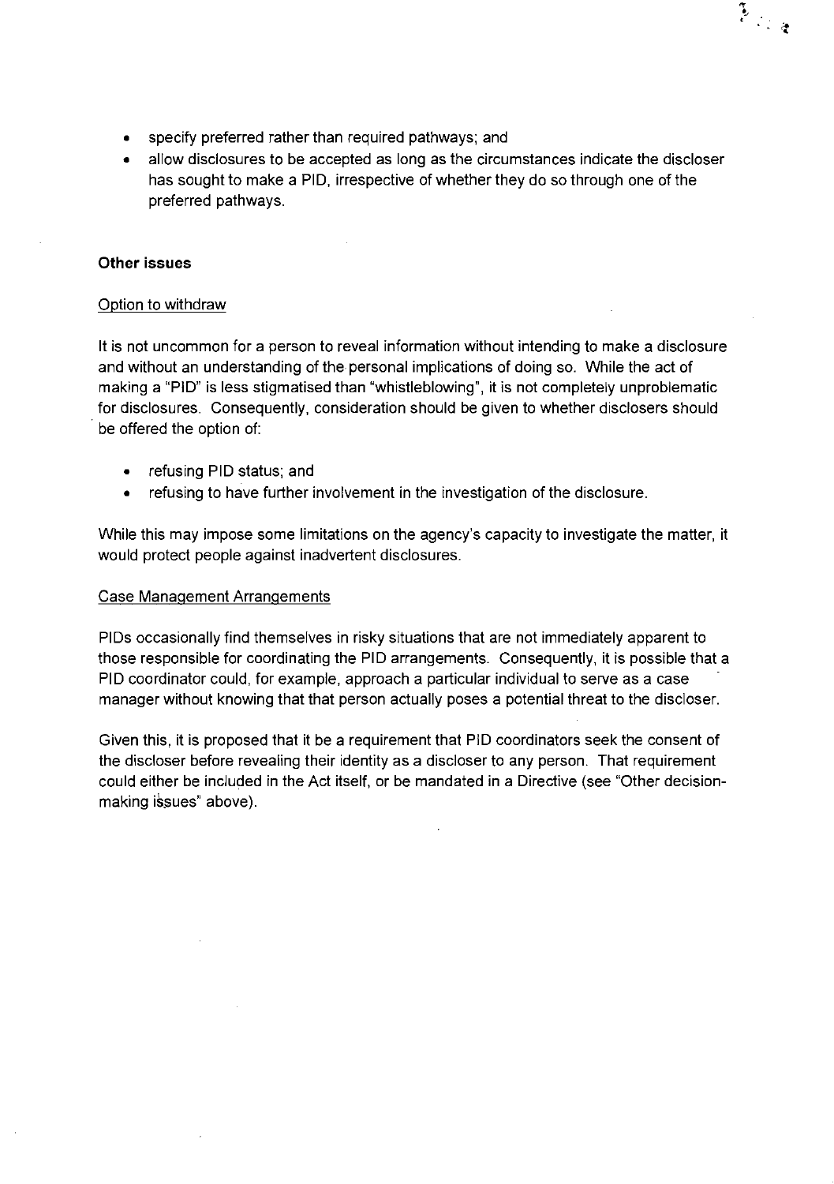- specify preferred rather than required pathways; and
- allow disclosures to be accepted as long as the circumstances indicate the discloser has sought to make a PID, irrespective of whether they do so through one of the preferred pathways.

**Other issues**

Option to withdraw

It is not uncommon for a person to reveal information without intending to make a disclosure and without an understanding of the personal implications of doing so. While the act of making a "PID" is less stigmatised than "whistleblowing", it is not completely unproblematic for disclosures. Consequently, consideration should be given to whether disclosers should be offered the option of:

- refusing PID status; and
- refusing to have further involvement in the investigation of the disclosure.

While this may impose some limitations on the agency's capacity to investigate the matter, it would protect people against inadvertent disclosures.

Case Management Arrangements

PIDs occasionally find themselves in risky situations that are not immediately apparent to those responsible for coordinating the PID arrangements. Consequently, it is possible that a PID coordinator could, for example, approach a particular individual to serve as a case manager without knowing that that person actually poses a potential threat to the discloser.

Given this, it is proposed that it be a requirement that PID coordinators seek the consent of the discloser before revealing their identity as a discloser to any person. That requirement could either be included in the Act itself, or be mandated in a Directive (see "Other decision-making issues" above).